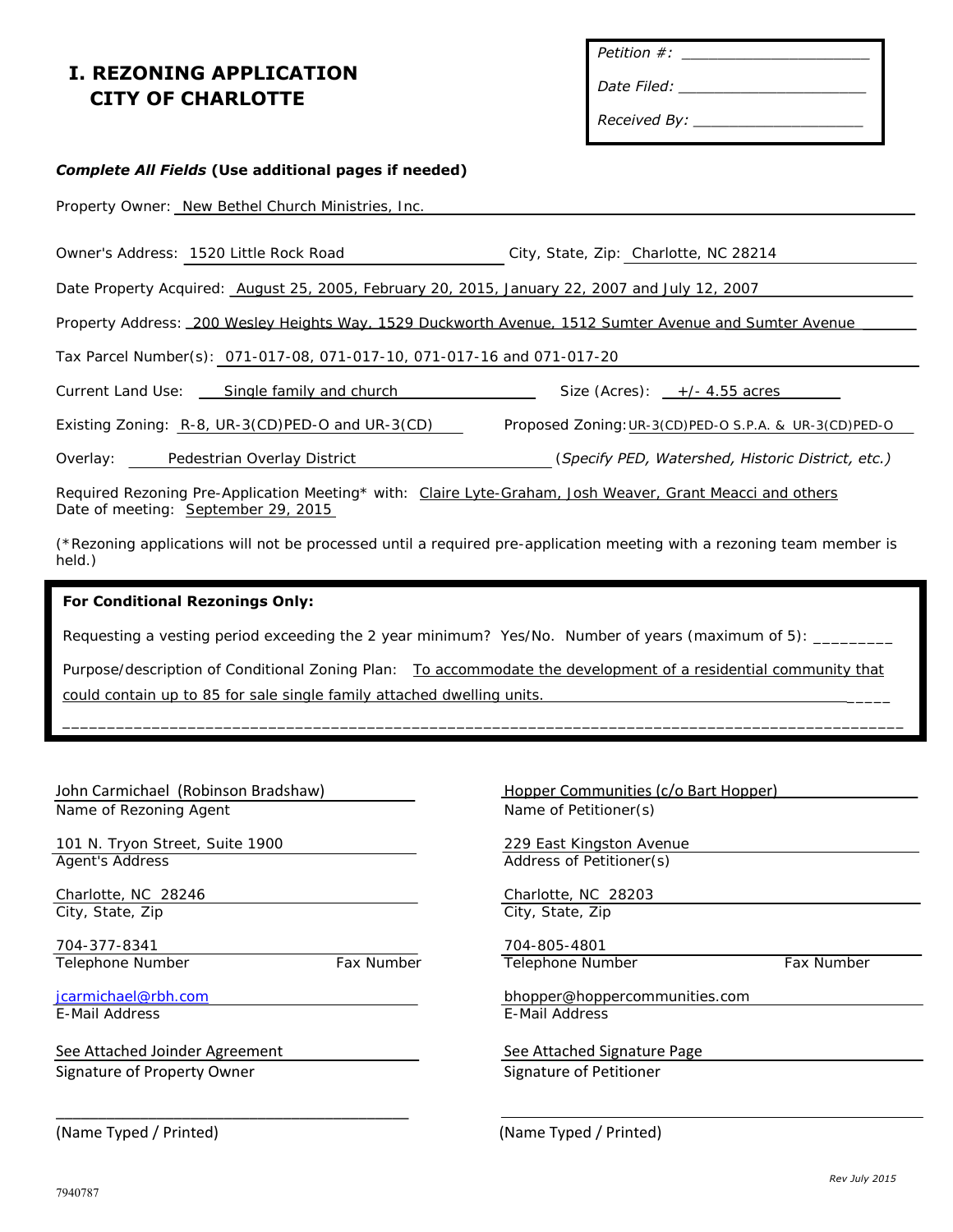# I. REZONING APPLICATION
# CITY OF CHARLOTTE

*Petition #:* ____________________

*Date Filed:* ____________________

*Received By:* ____________________

***Complete All Fields*** **(Use additional pages if needed)**

Property Owner: New Bethel Church Ministries, Inc.

Owner's Address: 1520 Little Rock Road City, State, Zip: Charlotte, NC 28214

Date Property Acquired: August 25, 2005, February 20, 2015, January 22, 2007 and July 12, 2007

Property Address: 200 Wesley Heights Way, 1529 Duckworth Avenue, 1512 Sumter Avenue and Sumter Avenue

Tax Parcel Number(s): 071-017-08, 071-017-10, 071-017-16 and 071-017-20

Current Land Use: Single family and church Size (Acres): +/- 4.55 acres

Existing Zoning: R-8, UR-3(CD)PED-O and UR-3(CD) Proposed Zoning: UR-3(CD)PED-O S.P.A. & UR-3(CD)PED-O

Overlay: Pedestrian Overlay District *(Specify PED, Watershed, Historic District, etc.)*

Required Rezoning Pre-Application Meeting* with: Claire Lyte-Graham, Josh Weaver, Grant Meacci and others
Date of meeting: September 29, 2015

(*Rezoning applications will not be processed until a required pre-application meeting with a rezoning team member is held.)

**For Conditional Rezonings Only:**

Requesting a vesting period exceeding the 2 year minimum? Yes/No. Number of years (maximum of 5): _________

Purpose/description of Conditional Zoning Plan: To accommodate the development of a residential community that could contain up to 85 for sale single family attached dwelling units.

| | |
|---|---|
| John Carmichael (Robinson Bradshaw)<br>Name of Rezoning Agent | Hopper Communities (c/o Bart Hopper)<br>Name of Petitioner(s) |
| 101 N. Tryon Street, Suite 1900<br>Agent's Address | 229 East Kingston Avenue<br>Address of Petitioner(s) |
| Charlotte, NC 28246<br>City, State, Zip | Charlotte, NC 28203<br>City, State, Zip |
| 704-377-8341<br>Telephone Number Fax Number | 704-805-4801<br>Telephone Number Fax Number |
| jcarmichael@rbh.com<br>E-Mail Address | bhopper@hoppercommunities.com<br>E-Mail Address |
| See Attached Joinder Agreement<br>Signature of Property Owner | See Attached Signature Page<br>Signature of Petitioner |
| (Name Typed / Printed) | (Name Typed / Printed) |

Rev July 2015

7940787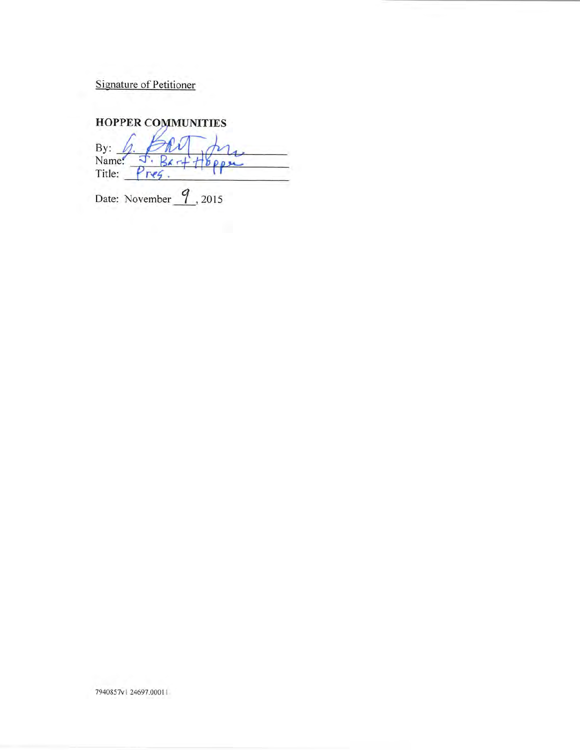Signature of Petitioner

**HOPPER COMMUNITIES**

By: J. Bart Hopper
Name: J. Bart Hopper
Title: Pres.

Date: November 9, 2015

7940857v1 24697.00011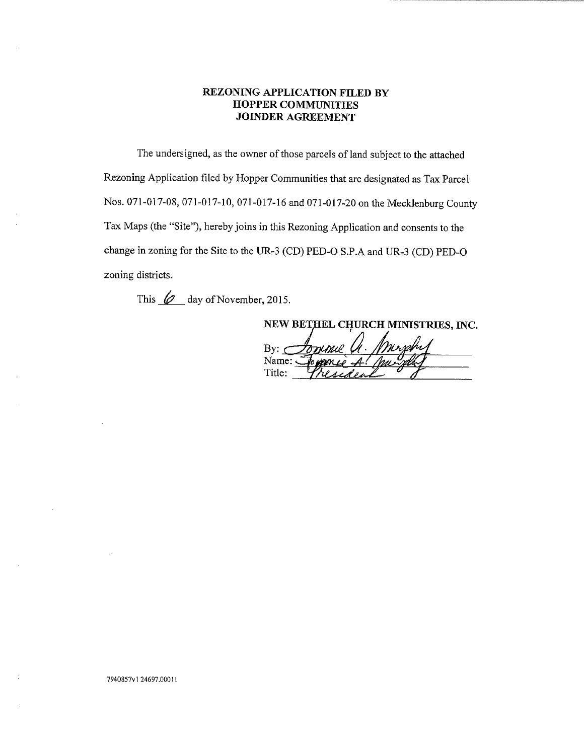**REZONING APPLICATION FILED BY**
**HOPPER COMMUNITIES**
**JOINDER AGREEMENT**

The undersigned, as the owner of those parcels of land subject to the attached Rezoning Application filed by Hopper Communities that are designated as Tax Parcel Nos. 071-017-08, 071-017-10, 071-017-16 and 071-017-20 on the Mecklenburg County Tax Maps (the "Site"), hereby joins in this Rezoning Application and consents to the change in zoning for the Site to the UR-3 (CD) PED-O S.P.A and UR-3 (CD) PED-O zoning districts.

This 6 day of November, 2015.

**NEW BETHEL CHURCH MINISTRIES, INC.**

By: Tommie A. Murphy
Name: Tommie A. Murphy
Title: President

7940857v1 24697.00011